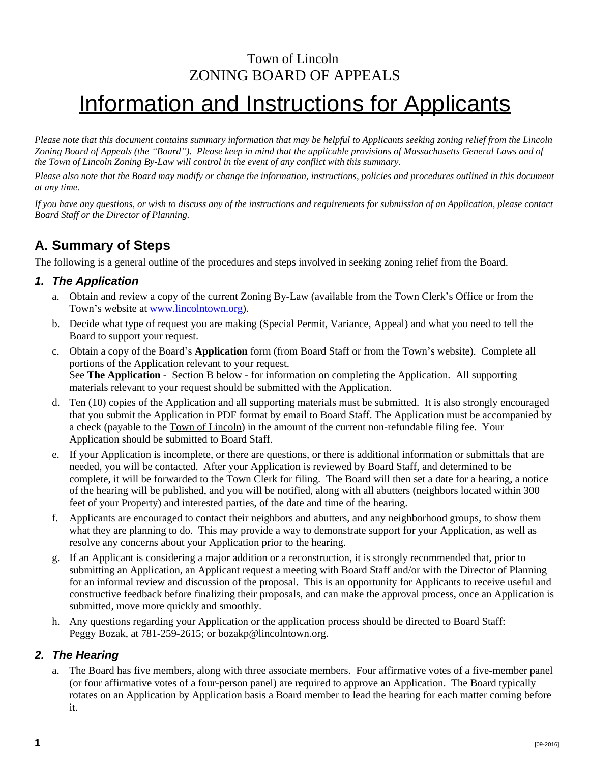Town of Lincoln
ZONING BOARD OF APPEALS

# Information and Instructions for Applicants

*Please note that this document contains summary information that may be helpful to Applicants seeking zoning relief from the Lincoln Zoning Board of Appeals (the "Board"). Please keep in mind that the applicable provisions of Massachusetts General Laws and of the Town of Lincoln Zoning By-Law will control in the event of any conflict with this summary.*

*Please also note that the Board may modify or change the information, instructions, policies and procedures outlined in this document at any time.*

*If you have any questions, or wish to discuss any of the instructions and requirements for submission of an Application, please contact Board Staff or the Director of Planning.*

## A. Summary of Steps

The following is a general outline of the procedures and steps involved in seeking zoning relief from the Board.

### *1. The Application*

a. Obtain and review a copy of the current Zoning By-Law (available from the Town Clerk's Office or from the Town's website at www.lincolntown.org).

b. Decide what type of request you are making (Special Permit, Variance, Appeal) and what you need to tell the Board to support your request.

c. Obtain a copy of the Board's **Application** form (from Board Staff or from the Town's website). Complete all portions of the Application relevant to your request.
See **The Application** - Section B below - for information on completing the Application. All supporting materials relevant to your request should be submitted with the Application.

d. Ten (10) copies of the Application and all supporting materials must be submitted. It is also strongly encouraged that you submit the Application in PDF format by email to Board Staff. The Application must be accompanied by a check (payable to the Town of Lincoln) in the amount of the current non-refundable filing fee. Your Application should be submitted to Board Staff.

e. If your Application is incomplete, or there are questions, or there is additional information or submittals that are needed, you will be contacted. After your Application is reviewed by Board Staff, and determined to be complete, it will be forwarded to the Town Clerk for filing. The Board will then set a date for a hearing, a notice of the hearing will be published, and you will be notified, along with all abutters (neighbors located within 300 feet of your Property) and interested parties, of the date and time of the hearing.

f. Applicants are encouraged to contact their neighbors and abutters, and any neighborhood groups, to show them what they are planning to do. This may provide a way to demonstrate support for your Application, as well as resolve any concerns about your Application prior to the hearing.

g. If an Applicant is considering a major addition or a reconstruction, it is strongly recommended that, prior to submitting an Application, an Applicant request a meeting with Board Staff and/or with the Director of Planning for an informal review and discussion of the proposal. This is an opportunity for Applicants to receive useful and constructive feedback before finalizing their proposals, and can make the approval process, once an Application is submitted, move more quickly and smoothly.

h. Any questions regarding your Application or the application process should be directed to Board Staff:
Peggy Bozak, at 781-259-2615; or bozakp@lincolntown.org.

### *2. The Hearing*

a. The Board has five members, along with three associate members. Four affirmative votes of a five-member panel (or four affirmative votes of a four-person panel) are required to approve an Application. The Board typically rotates on an Application by Application basis a Board member to lead the hearing for each matter coming before it.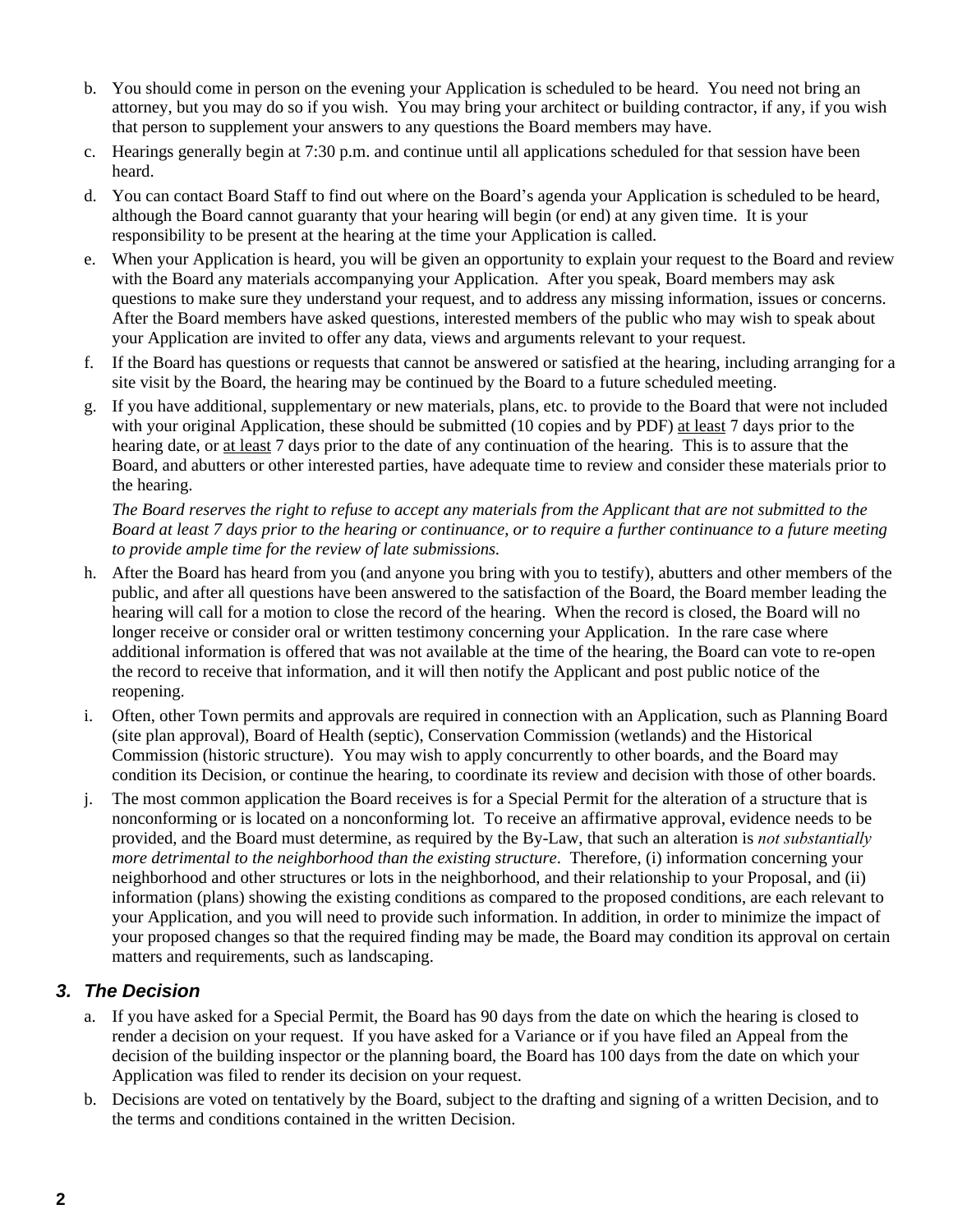b. You should come in person on the evening your Application is scheduled to be heard. You need not bring an attorney, but you may do so if you wish. You may bring your architect or building contractor, if any, if you wish that person to supplement your answers to any questions the Board members may have.

c. Hearings generally begin at 7:30 p.m. and continue until all applications scheduled for that session have been heard.

d. You can contact Board Staff to find out where on the Board's agenda your Application is scheduled to be heard, although the Board cannot guaranty that your hearing will begin (or end) at any given time. It is your responsibility to be present at the hearing at the time your Application is called.

e. When your Application is heard, you will be given an opportunity to explain your request to the Board and review with the Board any materials accompanying your Application. After you speak, Board members may ask questions to make sure they understand your request, and to address any missing information, issues or concerns. After the Board members have asked questions, interested members of the public who may wish to speak about your Application are invited to offer any data, views and arguments relevant to your request.

f. If the Board has questions or requests that cannot be answered or satisfied at the hearing, including arranging for a site visit by the Board, the hearing may be continued by the Board to a future scheduled meeting.

g. If you have additional, supplementary or new materials, plans, etc. to provide to the Board that were not included with your original Application, these should be submitted (10 copies and by PDF) <u>at least</u> 7 days prior to the hearing date, or <u>at least</u> 7 days prior to the date of any continuation of the hearing. This is to assure that the Board, and abutters or other interested parties, have adequate time to review and consider these materials prior to the hearing.

   *The Board reserves the right to refuse to accept any materials from the Applicant that are not submitted to the Board at least 7 days prior to the hearing or continuance, or to require a further continuance to a future meeting to provide ample time for the review of late submissions.*

h. After the Board has heard from you (and anyone you bring with you to testify), abutters and other members of the public, and after all questions have been answered to the satisfaction of the Board, the Board member leading the hearing will call for a motion to close the record of the hearing. When the record is closed, the Board will no longer receive or consider oral or written testimony concerning your Application. In the rare case where additional information is offered that was not available at the time of the hearing, the Board can vote to re-open the record to receive that information, and it will then notify the Applicant and post public notice of the reopening.

i. Often, other Town permits and approvals are required in connection with an Application, such as Planning Board (site plan approval), Board of Health (septic), Conservation Commission (wetlands) and the Historical Commission (historic structure). You may wish to apply concurrently to other boards, and the Board may condition its Decision, or continue the hearing, to coordinate its review and decision with those of other boards.

j. The most common application the Board receives is for a Special Permit for the alteration of a structure that is nonconforming or is located on a nonconforming lot. To receive an affirmative approval, evidence needs to be provided, and the Board must determine, as required by the By-Law, that such an alteration is *not substantially more detrimental to the neighborhood than the existing structure*. Therefore, (i) information concerning your neighborhood and other structures or lots in the neighborhood, and their relationship to your Proposal, and (ii) information (plans) showing the existing conditions as compared to the proposed conditions, are each relevant to your Application, and you will need to provide such information. In addition, in order to minimize the impact of your proposed changes so that the required finding may be made, the Board may condition its approval on certain matters and requirements, such as landscaping.

### 3. The Decision

a. If you have asked for a Special Permit, the Board has 90 days from the date on which the hearing is closed to render a decision on your request. If you have asked for a Variance or if you have filed an Appeal from the decision of the building inspector or the planning board, the Board has 100 days from the date on which your Application was filed to render its decision on your request.

b. Decisions are voted on tentatively by the Board, subject to the drafting and signing of a written Decision, and to the terms and conditions contained in the written Decision.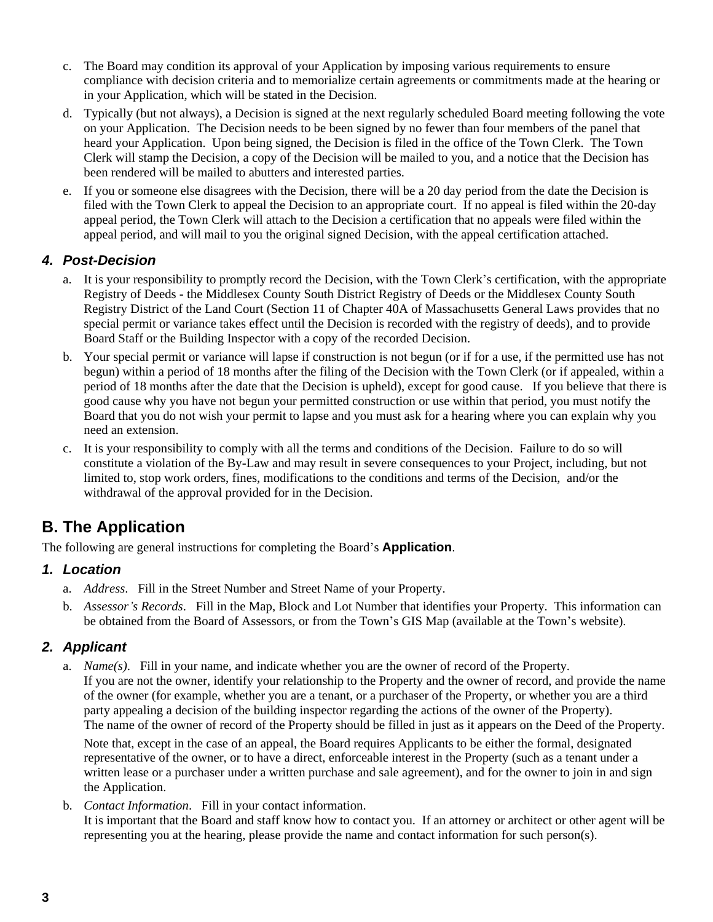c. The Board may condition its approval of your Application by imposing various requirements to ensure compliance with decision criteria and to memorialize certain agreements or commitments made at the hearing or in your Application, which will be stated in the Decision.

d. Typically (but not always), a Decision is signed at the next regularly scheduled Board meeting following the vote on your Application. The Decision needs to be been signed by no fewer than four members of the panel that heard your Application. Upon being signed, the Decision is filed in the office of the Town Clerk. The Town Clerk will stamp the Decision, a copy of the Decision will be mailed to you, and a notice that the Decision has been rendered will be mailed to abutters and interested parties.

e. If you or someone else disagrees with the Decision, there will be a 20 day period from the date the Decision is filed with the Town Clerk to appeal the Decision to an appropriate court. If no appeal is filed within the 20-day appeal period, the Town Clerk will attach to the Decision a certification that no appeals were filed within the appeal period, and will mail to you the original signed Decision, with the appeal certification attached.

### *4. Post-Decision*

a. It is your responsibility to promptly record the Decision, with the Town Clerk's certification, with the appropriate Registry of Deeds - the Middlesex County South District Registry of Deeds or the Middlesex County South Registry District of the Land Court (Section 11 of Chapter 40A of Massachusetts General Laws provides that no special permit or variance takes effect until the Decision is recorded with the registry of deeds), and to provide Board Staff or the Building Inspector with a copy of the recorded Decision.

b. Your special permit or variance will lapse if construction is not begun (or if for a use, if the permitted use has not begun) within a period of 18 months after the filing of the Decision with the Town Clerk (or if appealed, within a period of 18 months after the date that the Decision is upheld), except for good cause. If you believe that there is good cause why you have not begun your permitted construction or use within that period, you must notify the Board that you do not wish your permit to lapse and you must ask for a hearing where you can explain why you need an extension.

c. It is your responsibility to comply with all the terms and conditions of the Decision. Failure to do so will constitute a violation of the By-Law and may result in severe consequences to your Project, including, but not limited to, stop work orders, fines, modifications to the conditions and terms of the Decision, and/or the withdrawal of the approval provided for in the Decision.

## B. The Application

The following are general instructions for completing the Board's **Application**.

### *1. Location*

a. *Address*. Fill in the Street Number and Street Name of your Property.

b. *Assessor's Records*. Fill in the Map, Block and Lot Number that identifies your Property. This information can be obtained from the Board of Assessors, or from the Town's GIS Map (available at the Town's website).

### *2. Applicant*

a. *Name(s)*. Fill in your name, and indicate whether you are the owner of record of the Property.
If you are not the owner, identify your relationship to the Property and the owner of record, and provide the name of the owner (for example, whether you are a tenant, or a purchaser of the Property, or whether you are a third party appealing a decision of the building inspector regarding the actions of the owner of the Property).
The name of the owner of record of the Property should be filled in just as it appears on the Deed of the Property.

   Note that, except in the case of an appeal, the Board requires Applicants to be either the formal, designated representative of the owner, or to have a direct, enforceable interest in the Property (such as a tenant under a written lease or a purchaser under a written purchase and sale agreement), and for the owner to join in and sign the Application.

b. *Contact Information*. Fill in your contact information.
It is important that the Board and staff know how to contact you. If an attorney or architect or other agent will be representing you at the hearing, please provide the name and contact information for such person(s).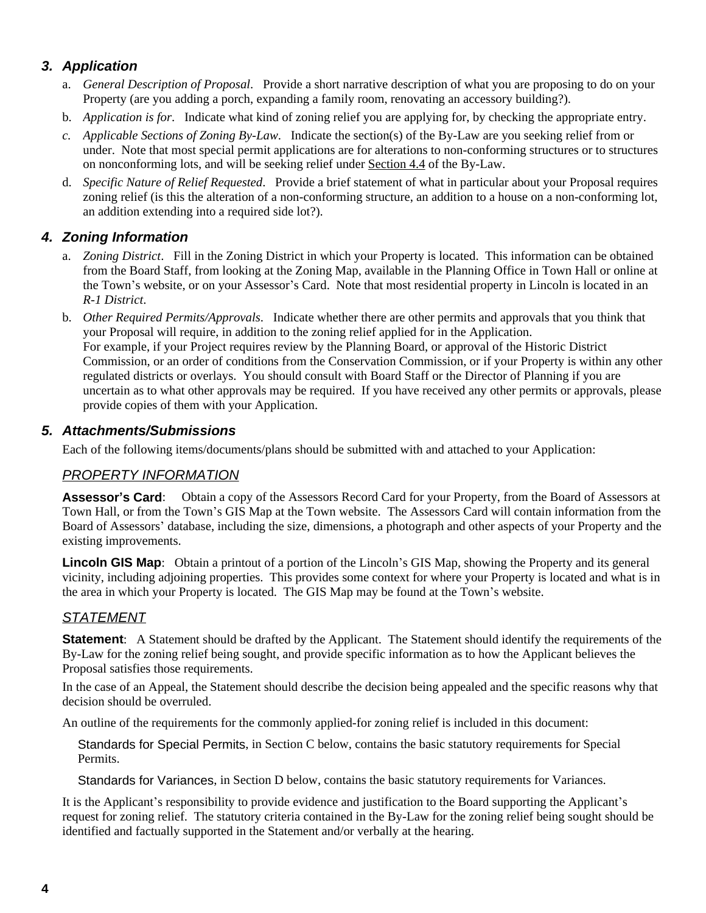### 3. *Application*

a. *General Description of Proposal*. Provide a short narrative description of what you are proposing to do on your Property (are you adding a porch, expanding a family room, renovating an accessory building?).

b. *Application is for*. Indicate what kind of zoning relief you are applying for, by checking the appropriate entry.

c. *Applicable Sections of Zoning By-Law*. Indicate the section(s) of the By-Law are you seeking relief from or under. Note that most special permit applications are for alterations to non-conforming structures or to structures on nonconforming lots, and will be seeking relief under Section 4.4 of the By-Law.

d. *Specific Nature of Relief Requested*. Provide a brief statement of what in particular about your Proposal requires zoning relief (is this the alteration of a non-conforming structure, an addition to a house on a non-conforming lot, an addition extending into a required side lot?).

### 4. *Zoning Information*

a. *Zoning District*. Fill in the Zoning District in which your Property is located. This information can be obtained from the Board Staff, from looking at the Zoning Map, available in the Planning Office in Town Hall or online at the Town's website, or on your Assessor's Card. Note that most residential property in Lincoln is located in an *R-1 District*.

b. *Other Required Permits/Approvals*. Indicate whether there are other permits and approvals that you think that your Proposal will require, in addition to the zoning relief applied for in the Application.
For example, if your Project requires review by the Planning Board, or approval of the Historic District Commission, or an order of conditions from the Conservation Commission, or if your Property is within any other regulated districts or overlays. You should consult with Board Staff or the Director of Planning if you are uncertain as to what other approvals may be required. If you have received any other permits or approvals, please provide copies of them with your Application.

### 5. *Attachments/Submissions*

Each of the following items/documents/plans should be submitted with and attached to your Application:

*PROPERTY INFORMATION*

**Assessor's Card**: Obtain a copy of the Assessors Record Card for your Property, from the Board of Assessors at Town Hall, or from the Town's GIS Map at the Town website. The Assessors Card will contain information from the Board of Assessors' database, including the size, dimensions, a photograph and other aspects of your Property and the existing improvements.

**Lincoln GIS Map**: Obtain a printout of a portion of the Lincoln's GIS Map, showing the Property and its general vicinity, including adjoining properties. This provides some context for where your Property is located and what is in the area in which your Property is located. The GIS Map may be found at the Town's website.

*STATEMENT*

**Statement**: A Statement should be drafted by the Applicant. The Statement should identify the requirements of the By-Law for the zoning relief being sought, and provide specific information as to how the Applicant believes the Proposal satisfies those requirements.

In the case of an Appeal, the Statement should describe the decision being appealed and the specific reasons why that decision should be overruled.

An outline of the requirements for the commonly applied-for zoning relief is included in this document:

Standards for Special Permits, in Section C below, contains the basic statutory requirements for Special Permits.

Standards for Variances, in Section D below, contains the basic statutory requirements for Variances.

It is the Applicant's responsibility to provide evidence and justification to the Board supporting the Applicant's request for zoning relief. The statutory criteria contained in the By-Law for the zoning relief being sought should be identified and factually supported in the Statement and/or verbally at the hearing.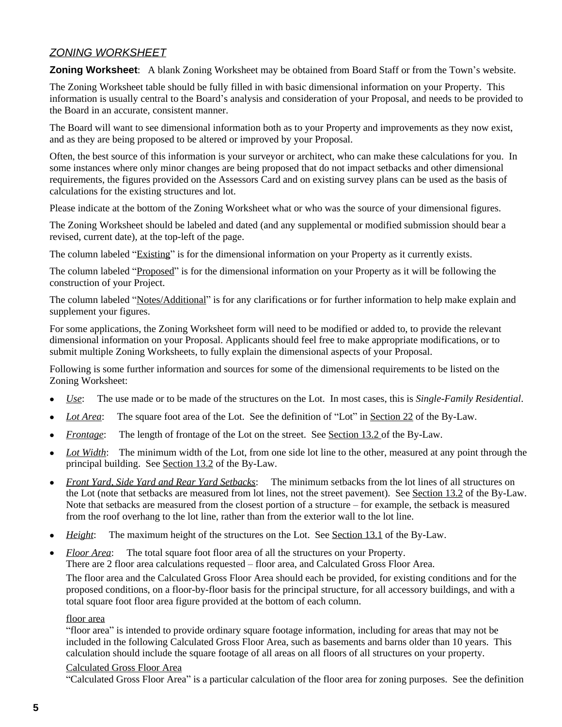## *ZONING WORKSHEET*

**Zoning Worksheet**: A blank Zoning Worksheet may be obtained from Board Staff or from the Town's website.

The Zoning Worksheet table should be fully filled in with basic dimensional information on your Property. This information is usually central to the Board's analysis and consideration of your Proposal, and needs to be provided to the Board in an accurate, consistent manner.

The Board will want to see dimensional information both as to your Property and improvements as they now exist, and as they are being proposed to be altered or improved by your Proposal.

Often, the best source of this information is your surveyor or architect, who can make these calculations for you. In some instances where only minor changes are being proposed that do not impact setbacks and other dimensional requirements, the figures provided on the Assessors Card and on existing survey plans can be used as the basis of calculations for the existing structures and lot.

Please indicate at the bottom of the Zoning Worksheet what or who was the source of your dimensional figures.

The Zoning Worksheet should be labeled and dated (and any supplemental or modified submission should bear a revised, current date), at the top-left of the page.

The column labeled "Existing" is for the dimensional information on your Property as it currently exists.

The column labeled "Proposed" is for the dimensional information on your Property as it will be following the construction of your Project.

The column labeled "Notes/Additional" is for any clarifications or for further information to help make explain and supplement your figures.

For some applications, the Zoning Worksheet form will need to be modified or added to, to provide the relevant dimensional information on your Proposal. Applicants should feel free to make appropriate modifications, or to submit multiple Zoning Worksheets, to fully explain the dimensional aspects of your Proposal.

Following is some further information and sources for some of the dimensional requirements to be listed on the Zoning Worksheet:

- *Use*: The use made or to be made of the structures on the Lot. In most cases, this is *Single-Family Residential*.
- *Lot Area*: The square foot area of the Lot. See the definition of "Lot" in Section 22 of the By-Law.
- *Frontage*: The length of frontage of the Lot on the street. See Section 13.2 of the By-Law.
- *Lot Width*: The minimum width of the Lot, from one side lot line to the other, measured at any point through the principal building. See Section 13.2 of the By-Law.
- *Front Yard, Side Yard and Rear Yard Setbacks*: The minimum setbacks from the lot lines of all structures on the Lot (note that setbacks are measured from lot lines, not the street pavement). See Section 13.2 of the By-Law. Note that setbacks are measured from the closest portion of a structure – for example, the setback is measured from the roof overhang to the lot line, rather than from the exterior wall to the lot line.
- *Height*: The maximum height of the structures on the Lot. See Section 13.1 of the By-Law.
- *Floor Area*: The total square foot floor area of all the structures on your Property.
  There are 2 floor area calculations requested – floor area, and Calculated Gross Floor Area.

  The floor area and the Calculated Gross Floor Area should each be provided, for existing conditions and for the proposed conditions, on a floor-by-floor basis for the principal structure, for all accessory buildings, and with a total square foot floor area figure provided at the bottom of each column.

  floor area
  "floor area" is intended to provide ordinary square footage information, including for areas that may not be included in the following Calculated Gross Floor Area, such as basements and barns older than 10 years. This calculation should include the square footage of all areas on all floors of all structures on your property.

  Calculated Gross Floor Area
  "Calculated Gross Floor Area" is a particular calculation of the floor area for zoning purposes. See the definition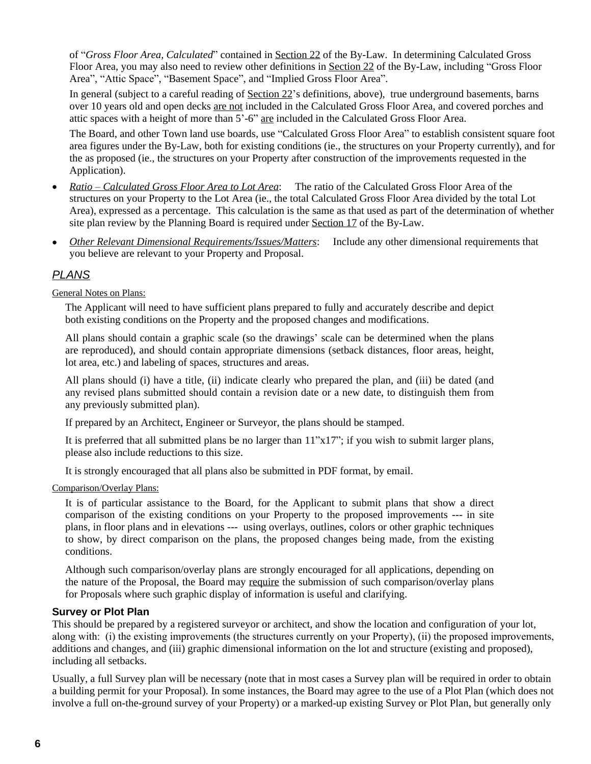of "*Gross Floor Area, Calculated*" contained in Section 22 of the By-Law. In determining Calculated Gross Floor Area, you may also need to review other definitions in Section 22 of the By-Law, including "Gross Floor Area", "Attic Space", "Basement Space", and "Implied Gross Floor Area".

In general (subject to a careful reading of Section 22's definitions, above), true underground basements, barns over 10 years old and open decks are not included in the Calculated Gross Floor Area, and covered porches and attic spaces with a height of more than 5'-6" are included in the Calculated Gross Floor Area.

The Board, and other Town land use boards, use "Calculated Gross Floor Area" to establish consistent square foot area figures under the By-Law, both for existing conditions (ie., the structures on your Property currently), and for the as proposed (ie., the structures on your Property after construction of the improvements requested in the Application).

- *Ratio – Calculated Gross Floor Area to Lot Area*: The ratio of the Calculated Gross Floor Area of the structures on your Property to the Lot Area (ie., the total Calculated Gross Floor Area divided by the total Lot Area), expressed as a percentage. This calculation is the same as that used as part of the determination of whether site plan review by the Planning Board is required under Section 17 of the By-Law.
- *Other Relevant Dimensional Requirements/Issues/Matters*: Include any other dimensional requirements that you believe are relevant to your Property and Proposal.

## *PLANS*

General Notes on Plans:

The Applicant will need to have sufficient plans prepared to fully and accurately describe and depict both existing conditions on the Property and the proposed changes and modifications.

All plans should contain a graphic scale (so the drawings' scale can be determined when the plans are reproduced), and should contain appropriate dimensions (setback distances, floor areas, height, lot area, etc.) and labeling of spaces, structures and areas.

All plans should (i) have a title, (ii) indicate clearly who prepared the plan, and (iii) be dated (and any revised plans submitted should contain a revision date or a new date, to distinguish them from any previously submitted plan).

If prepared by an Architect, Engineer or Surveyor, the plans should be stamped.

It is preferred that all submitted plans be no larger than 11"x17"; if you wish to submit larger plans, please also include reductions to this size.

It is strongly encouraged that all plans also be submitted in PDF format, by email.

Comparison/Overlay Plans:

It is of particular assistance to the Board, for the Applicant to submit plans that show a direct comparison of the existing conditions on your Property to the proposed improvements --- in site plans, in floor plans and in elevations --- using overlays, outlines, colors or other graphic techniques to show, by direct comparison on the plans, the proposed changes being made, from the existing conditions.

Although such comparison/overlay plans are strongly encouraged for all applications, depending on the nature of the Proposal, the Board may require the submission of such comparison/overlay plans for Proposals where such graphic display of information is useful and clarifying.

### Survey or Plot Plan

This should be prepared by a registered surveyor or architect, and show the location and configuration of your lot, along with: (i) the existing improvements (the structures currently on your Property), (ii) the proposed improvements, additions and changes, and (iii) graphic dimensional information on the lot and structure (existing and proposed), including all setbacks.

Usually, a full Survey plan will be necessary (note that in most cases a Survey plan will be required in order to obtain a building permit for your Proposal). In some instances, the Board may agree to the use of a Plot Plan (which does not involve a full on-the-ground survey of your Property) or a marked-up existing Survey or Plot Plan, but generally only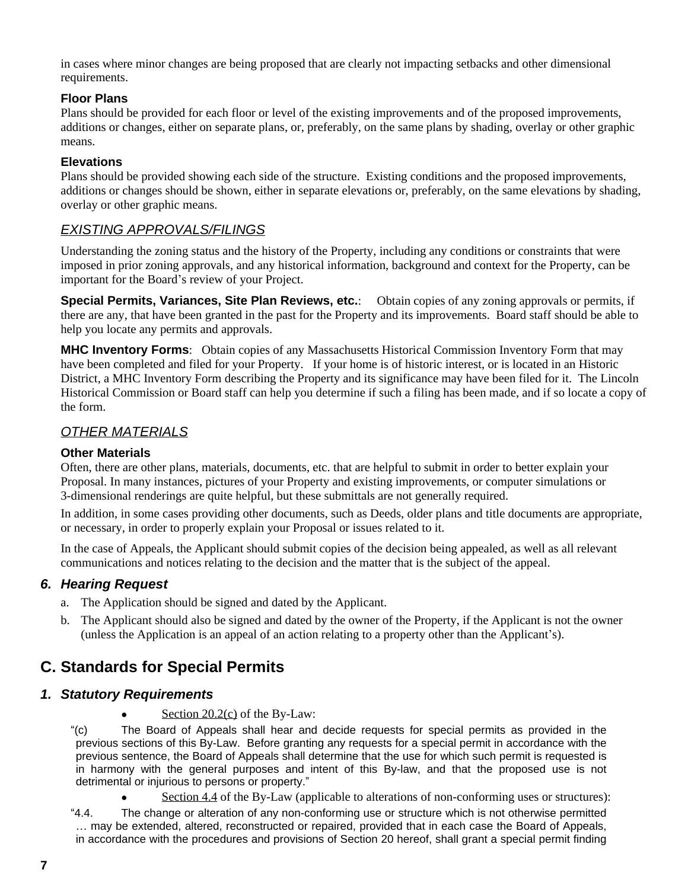in cases where minor changes are being proposed that are clearly not impacting setbacks and other dimensional requirements.

**Floor Plans**
Plans should be provided for each floor or level of the existing improvements and of the proposed improvements, additions or changes, either on separate plans, or, preferably, on the same plans by shading, overlay or other graphic means.

**Elevations**
Plans should be provided showing each side of the structure. Existing conditions and the proposed improvements, additions or changes should be shown, either in separate elevations or, preferably, on the same elevations by shading, overlay or other graphic means.

### *EXISTING APPROVALS/FILINGS*

Understanding the zoning status and the history of the Property, including any conditions or constraints that were imposed in prior zoning approvals, and any historical information, background and context for the Property, can be important for the Board's review of your Project.

**Special Permits, Variances, Site Plan Reviews, etc.**: Obtain copies of any zoning approvals or permits, if there are any, that have been granted in the past for the Property and its improvements. Board staff should be able to help you locate any permits and approvals.

**MHC Inventory Forms**: Obtain copies of any Massachusetts Historical Commission Inventory Form that may have been completed and filed for your Property. If your home is of historic interest, or is located in an Historic District, a MHC Inventory Form describing the Property and its significance may have been filed for it. The Lincoln Historical Commission or Board staff can help you determine if such a filing has been made, and if so locate a copy of the form.

### *OTHER MATERIALS*

**Other Materials**
Often, there are other plans, materials, documents, etc. that are helpful to submit in order to better explain your Proposal. In many instances, pictures of your Property and existing improvements, or computer simulations or 3-dimensional renderings are quite helpful, but these submittals are not generally required.

In addition, in some cases providing other documents, such as Deeds, older plans and title documents are appropriate, or necessary, in order to properly explain your Proposal or issues related to it.

In the case of Appeals, the Applicant should submit copies of the decision being appealed, as well as all relevant communications and notices relating to the decision and the matter that is the subject of the appeal.

### *6. Hearing Request*

a. The Application should be signed and dated by the Applicant.
b. The Applicant should also be signed and dated by the owner of the Property, if the Applicant is not the owner (unless the Application is an appeal of an action relating to a property other than the Applicant's).

## C. Standards for Special Permits

### *1. Statutory Requirements*

- Section 20.2(c) of the By-Law:

"(c) The Board of Appeals shall hear and decide requests for special permits as provided in the previous sections of this By-Law. Before granting any requests for a special permit in accordance with the previous sentence, the Board of Appeals shall determine that the use for which such permit is requested is in harmony with the general purposes and intent of this By-law, and that the proposed use is not detrimental or injurious to persons or property."

- Section 4.4 of the By-Law (applicable to alterations of non-conforming uses or structures):

"4.4. The change or alteration of any non-conforming use or structure which is not otherwise permitted … may be extended, altered, reconstructed or repaired, provided that in each case the Board of Appeals, in accordance with the procedures and provisions of Section 20 hereof, shall grant a special permit finding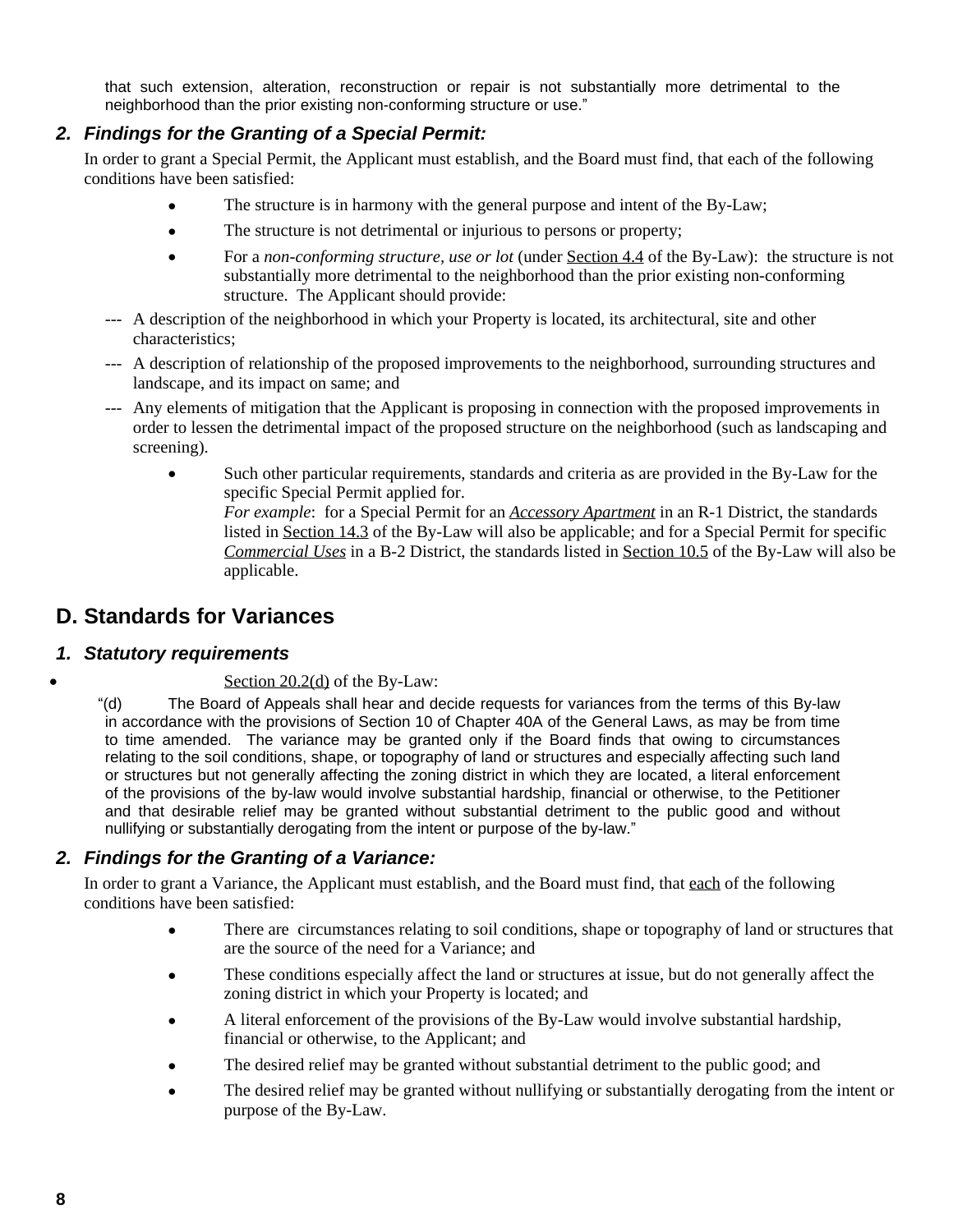that such extension, alteration, reconstruction or repair is not substantially more detrimental to the neighborhood than the prior existing non-conforming structure or use."

### 2. *Findings for the Granting of a Special Permit:*

In order to grant a Special Permit, the Applicant must establish, and the Board must find, that each of the following conditions have been satisfied:

- The structure is in harmony with the general purpose and intent of the By-Law;
- The structure is not detrimental or injurious to persons or property;
- For a *non-conforming structure, use or lot* (under Section 4.4 of the By-Law): the structure is not substantially more detrimental to the neighborhood than the prior existing non-conforming structure. The Applicant should provide:

--- A description of the neighborhood in which your Property is located, its architectural, site and other characteristics;

--- A description of relationship of the proposed improvements to the neighborhood, surrounding structures and landscape, and its impact on same; and

--- Any elements of mitigation that the Applicant is proposing in connection with the proposed improvements in order to lessen the detrimental impact of the proposed structure on the neighborhood (such as landscaping and screening).

- Such other particular requirements, standards and criteria as are provided in the By-Law for the specific Special Permit applied for.
  *For example*: for a Special Permit for an ***Accessory Apartment*** in an R-1 District, the standards listed in Section 14.3 of the By-Law will also be applicable; and for a Special Permit for specific ***Commercial Uses*** in a B-2 District, the standards listed in Section 10.5 of the By-Law will also be applicable.

## D. Standards for Variances

### 1. *Statutory requirements*

- Section 20.2(d) of the By-Law:

"(d) The Board of Appeals shall hear and decide requests for variances from the terms of this By-law in accordance with the provisions of Section 10 of Chapter 40A of the General Laws, as may be from time to time amended. The variance may be granted only if the Board finds that owing to circumstances relating to the soil conditions, shape, or topography of land or structures and especially affecting such land or structures but not generally affecting the zoning district in which they are located, a literal enforcement of the provisions of the by-law would involve substantial hardship, financial or otherwise, to the Petitioner and that desirable relief may be granted without substantial detriment to the public good and without nullifying or substantially derogating from the intent or purpose of the by-law."

### 2. *Findings for the Granting of a Variance:*

In order to grant a Variance, the Applicant must establish, and the Board must find, that each of the following conditions have been satisfied:

- There are circumstances relating to soil conditions, shape or topography of land or structures that are the source of the need for a Variance; and
- These conditions especially affect the land or structures at issue, but do not generally affect the zoning district in which your Property is located; and
- A literal enforcement of the provisions of the By-Law would involve substantial hardship, financial or otherwise, to the Applicant; and
- The desired relief may be granted without substantial detriment to the public good; and
- The desired relief may be granted without nullifying or substantially derogating from the intent or purpose of the By-Law.